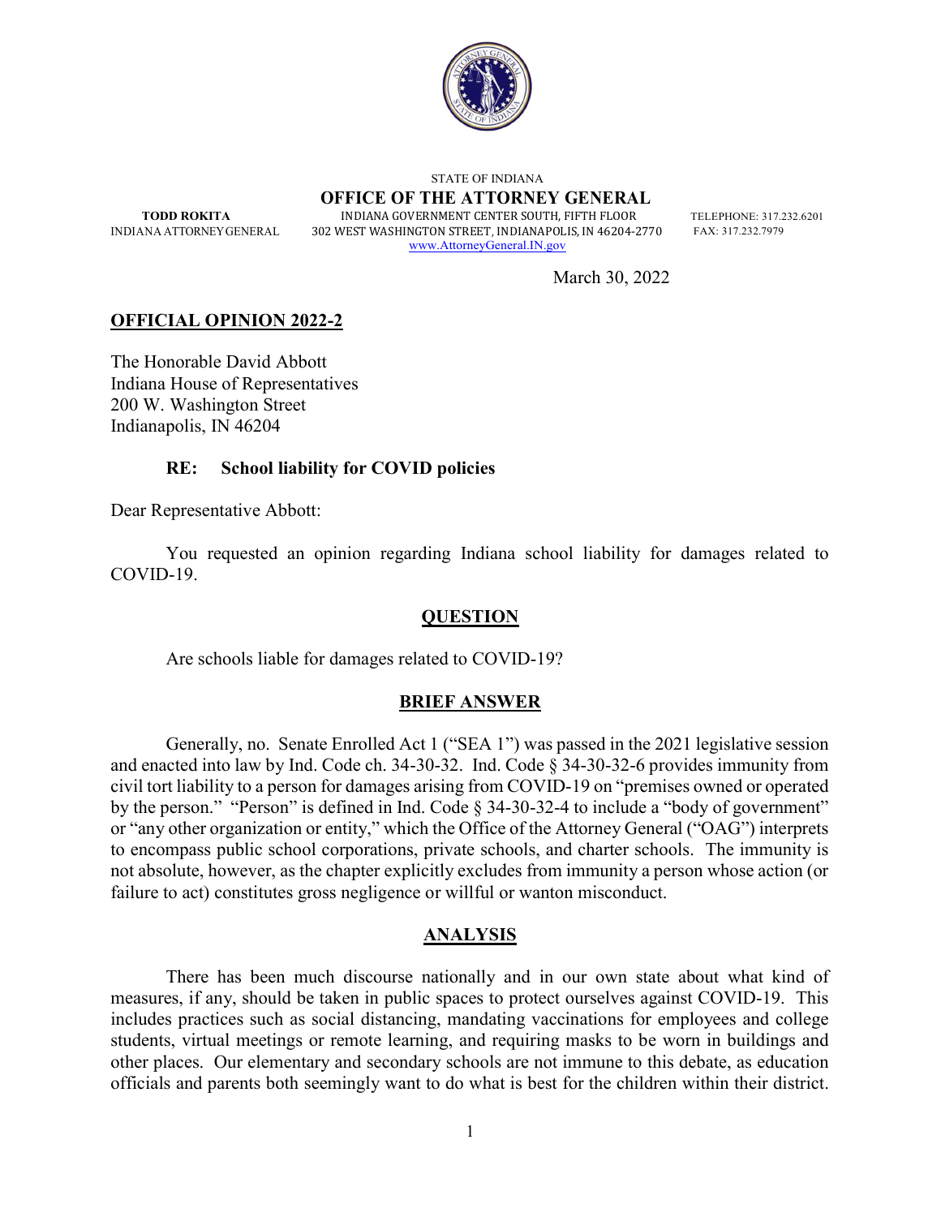STATE OF INDIANA

**OFFICE OF THE ATTORNEY GENERAL**

**TODD ROKITA**
INDIANA ATTORNEY GENERAL

INDIANA GOVERNMENT CENTER SOUTH, FIFTH FLOOR
302 WEST WASHINGTON STREET, INDIANAPOLIS, IN 46204-2770
www.AttorneyGeneral.IN.gov

TELEPHONE: 317.232.6201
FAX: 317.232.7979

March 30, 2022

**OFFICIAL OPINION 2022-2**

The Honorable David Abbott
Indiana House of Representatives
200 W. Washington Street
Indianapolis, IN 46204

**RE: School liability for COVID policies**

Dear Representative Abbott:

You requested an opinion regarding Indiana school liability for damages related to COVID-19.

## QUESTION

Are schools liable for damages related to COVID-19?

## BRIEF ANSWER

Generally, no. Senate Enrolled Act 1 ("SEA 1") was passed in the 2021 legislative session and enacted into law by Ind. Code ch. 34-30-32. Ind. Code § 34-30-32-6 provides immunity from civil tort liability to a person for damages arising from COVID-19 on "premises owned or operated by the person." "Person" is defined in Ind. Code § 34-30-32-4 to include a "body of government" or "any other organization or entity," which the Office of the Attorney General ("OAG") interprets to encompass public school corporations, private schools, and charter schools. The immunity is not absolute, however, as the chapter explicitly excludes from immunity a person whose action (or failure to act) constitutes gross negligence or willful or wanton misconduct.

## ANALYSIS

There has been much discourse nationally and in our own state about what kind of measures, if any, should be taken in public spaces to protect ourselves against COVID-19. This includes practices such as social distancing, mandating vaccinations for employees and college students, virtual meetings or remote learning, and requiring masks to be worn in buildings and other places. Our elementary and secondary schools are not immune to this debate, as education officials and parents both seemingly want to do what is best for the children within their district.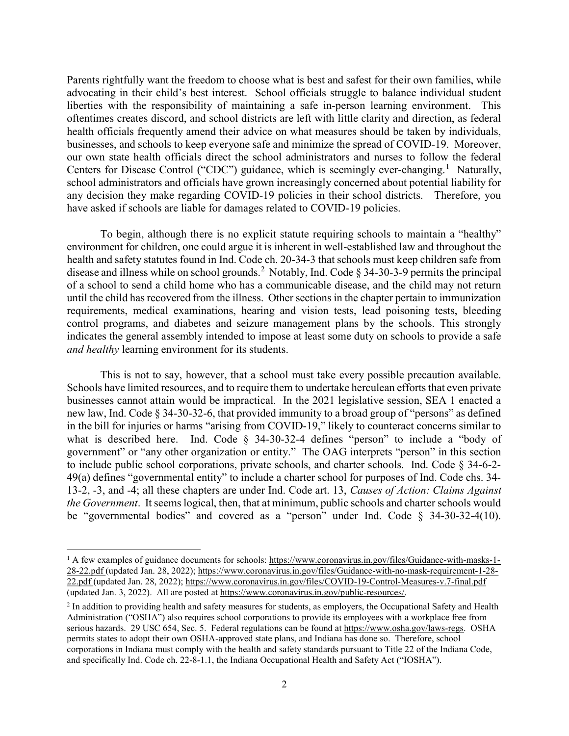Parents rightfully want the freedom to choose what is best and safest for their own families, while advocating in their child's best interest. School officials struggle to balance individual student liberties with the responsibility of maintaining a safe in-person learning environment. This oftentimes creates discord, and school districts are left with little clarity and direction, as federal health officials frequently amend their advice on what measures should be taken by individuals, businesses, and schools to keep everyone safe and minimize the spread of COVID-19. Moreover, our own state health officials direct the school administrators and nurses to follow the federal Centers for Disease Control ("CDC") guidance, which is seemingly ever-changing.[1] Naturally, school administrators and officials have grown increasingly concerned about potential liability for any decision they make regarding COVID-19 policies in their school districts. Therefore, you have asked if schools are liable for damages related to COVID-19 policies.

To begin, although there is no explicit statute requiring schools to maintain a "healthy" environment for children, one could argue it is inherent in well-established law and throughout the health and safety statutes found in Ind. Code ch. 20-34-3 that schools must keep children safe from disease and illness while on school grounds.[2] Notably, Ind. Code § 34-30-3-9 permits the principal of a school to send a child home who has a communicable disease, and the child may not return until the child has recovered from the illness. Other sections in the chapter pertain to immunization requirements, medical examinations, hearing and vision tests, lead poisoning tests, bleeding control programs, and diabetes and seizure management plans by the schools. This strongly indicates the general assembly intended to impose at least some duty on schools to provide a safe *and healthy* learning environment for its students.

This is not to say, however, that a school must take every possible precaution available. Schools have limited resources, and to require them to undertake herculean efforts that even private businesses cannot attain would be impractical. In the 2021 legislative session, SEA 1 enacted a new law, Ind. Code § 34-30-32-6, that provided immunity to a broad group of "persons" as defined in the bill for injuries or harms "arising from COVID-19," likely to counteract concerns similar to what is described here. Ind. Code § 34-30-32-4 defines "person" to include a "body of government" or "any other organization or entity." The OAG interprets "person" in this section to include public school corporations, private schools, and charter schools. Ind. Code § 34-6-2-49(a) defines "governmental entity" to include a charter school for purposes of Ind. Code chs. 34-13-2, -3, and -4; all these chapters are under Ind. Code art. 13, *Causes of Action: Claims Against the Government*. It seems logical, then, that at minimum, public schools and charter schools would be "governmental bodies" and covered as a "person" under Ind. Code § 34-30-32-4(10).

---

[1] A few examples of guidance documents for schools: https://www.coronavirus.in.gov/files/Guidance-with-masks-1-28-22.pdf (updated Jan. 28, 2022); https://www.coronavirus.in.gov/files/Guidance-with-no-mask-requirement-1-28-22.pdf (updated Jan. 28, 2022); https://www.coronavirus.in.gov/files/COVID-19-Control-Measures-v.7-final.pdf (updated Jan. 3, 2022). All are posted at https://www.coronavirus.in.gov/public-resources/.

[2] In addition to providing health and safety measures for students, as employers, the Occupational Safety and Health Administration ("OSHA") also requires school corporations to provide its employees with a workplace free from serious hazards. 29 USC 654, Sec. 5. Federal regulations can be found at https://www.osha.gov/laws-regs. OSHA permits states to adopt their own OSHA-approved state plans, and Indiana has done so. Therefore, school corporations in Indiana must comply with the health and safety standards pursuant to Title 22 of the Indiana Code, and specifically Ind. Code ch. 22-8-1.1, the Indiana Occupational Health and Safety Act ("IOSHA").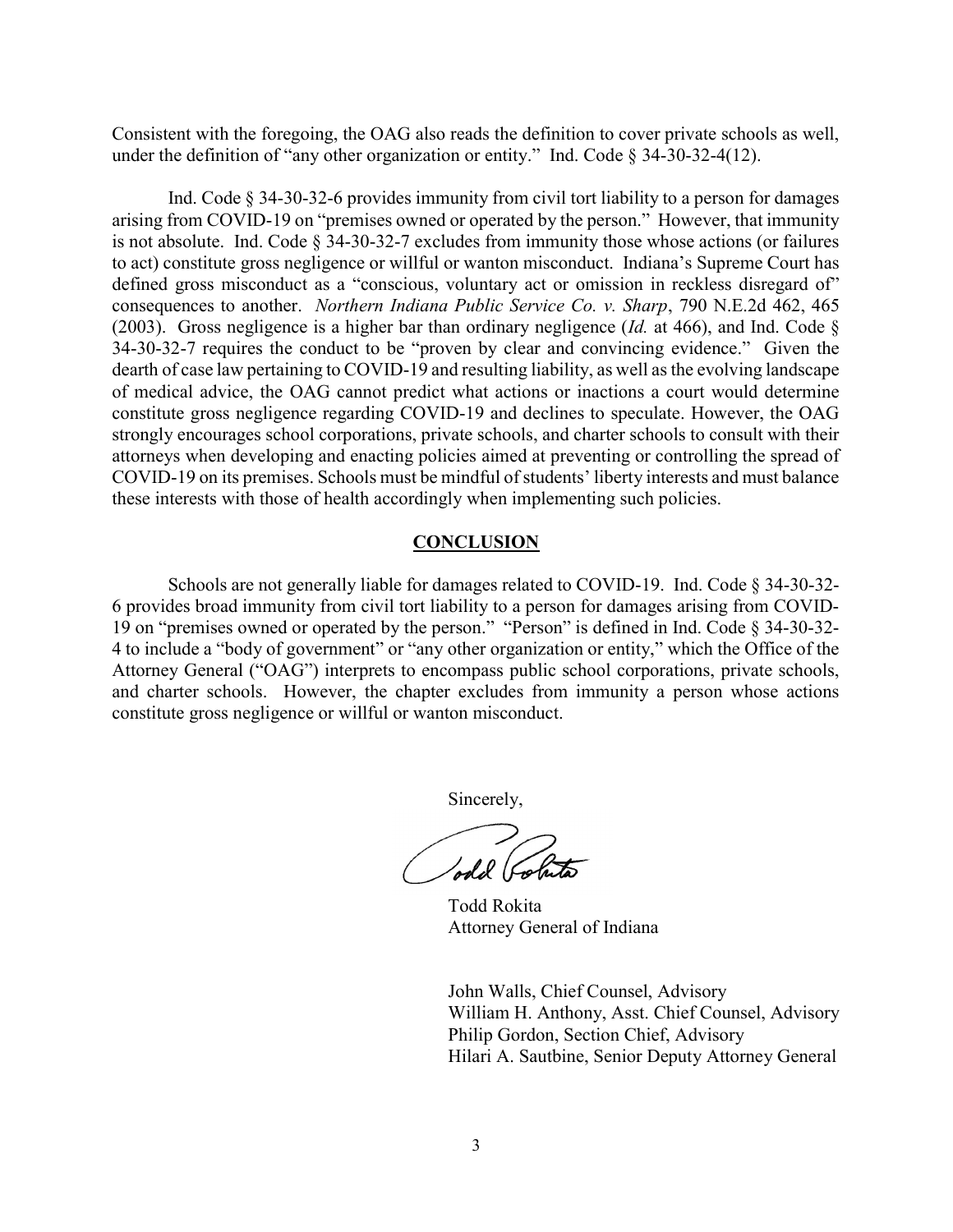Consistent with the foregoing, the OAG also reads the definition to cover private schools as well, under the definition of "any other organization or entity." Ind. Code § 34-30-32-4(12).

Ind. Code § 34-30-32-6 provides immunity from civil tort liability to a person for damages arising from COVID-19 on "premises owned or operated by the person." However, that immunity is not absolute. Ind. Code § 34-30-32-7 excludes from immunity those whose actions (or failures to act) constitute gross negligence or willful or wanton misconduct. Indiana's Supreme Court has defined gross misconduct as a "conscious, voluntary act or omission in reckless disregard of" consequences to another. *Northern Indiana Public Service Co. v. Sharp*, 790 N.E.2d 462, 465 (2003). Gross negligence is a higher bar than ordinary negligence (*Id.* at 466), and Ind. Code § 34-30-32-7 requires the conduct to be "proven by clear and convincing evidence." Given the dearth of case law pertaining to COVID-19 and resulting liability, as well as the evolving landscape of medical advice, the OAG cannot predict what actions or inactions a court would determine constitute gross negligence regarding COVID-19 and declines to speculate. However, the OAG strongly encourages school corporations, private schools, and charter schools to consult with their attorneys when developing and enacting policies aimed at preventing or controlling the spread of COVID-19 on its premises. Schools must be mindful of students' liberty interests and must balance these interests with those of health accordingly when implementing such policies.

## CONCLUSION

Schools are not generally liable for damages related to COVID-19. Ind. Code § 34-30-32-6 provides broad immunity from civil tort liability to a person for damages arising from COVID-19 on "premises owned or operated by the person." "Person" is defined in Ind. Code § 34-30-32-4 to include a "body of government" or "any other organization or entity," which the Office of the Attorney General ("OAG") interprets to encompass public school corporations, private schools, and charter schools. However, the chapter excludes from immunity a person whose actions constitute gross negligence or willful or wanton misconduct.

Sincerely,

Todd Rokita
Attorney General of Indiana

John Walls, Chief Counsel, Advisory
William H. Anthony, Asst. Chief Counsel, Advisory
Philip Gordon, Section Chief, Advisory
Hilari A. Sautbine, Senior Deputy Attorney General